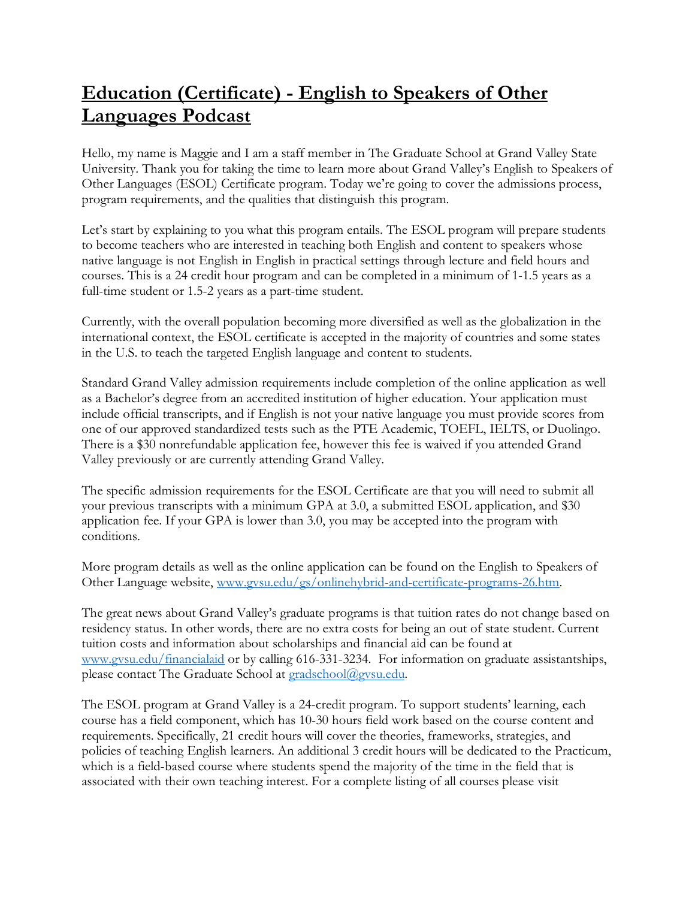# Education (Certificate) - English to Speakers of Other Languages Podcast

Hello, my name is Maggie and I am a staff member in The Graduate School at Grand Valley State University. Thank you for taking the time to learn more about Grand Valley's English to Speakers of Other Languages (ESOL) Certificate program. Today we're going to cover the admissions process, program requirements, and the qualities that distinguish this program.

Let's start by explaining to you what this program entails. The ESOL program will prepare students to become teachers who are interested in teaching both English and content to speakers whose native language is not English in English in practical settings through lecture and field hours and courses. This is a 24 credit hour program and can be completed in a minimum of 1-1.5 years as a full-time student or 1.5-2 years as a part-time student.

Currently, with the overall population becoming more diversified as well as the globalization in the international context, the ESOL certificate is accepted in the majority of countries and some states in the U.S. to teach the targeted English language and content to students.

Standard Grand Valley admission requirements include completion of the online application as well as a Bachelor's degree from an accredited institution of higher education. Your application must include official transcripts, and if English is not your native language you must provide scores from one of our approved standardized tests such as the PTE Academic, TOEFL, IELTS, or Duolingo. There is a $30 nonrefundable application fee, however this fee is waived if you attended Grand Valley previously or are currently attending Grand Valley.

The specific admission requirements for the ESOL Certificate are that you will need to submit all your previous transcripts with a minimum GPA at 3.0, a submitted ESOL application, and $30 application fee. If your GPA is lower than 3.0, you may be accepted into the program with conditions.

More program details as well as the online application can be found on the English to Speakers of Other Language website, [www.gvsu.edu/gs/onlinehybrid-and-certificate-programs-26.htm](www.gvsu.edu/gs/onlinehybrid-and-certificate-programs-26.htm).

The great news about Grand Valley's graduate programs is that tuition rates do not change based on residency status. In other words, there are no extra costs for being an out of state student. Current tuition costs and information about scholarships and financial aid can be found at [www.gvsu.edu/financialaid](www.gvsu.edu/financialaid) or by calling 616-331-3234. For information on graduate assistantships, please contact The Graduate School at [gradschool@gvsu.edu](mailto:gradschool@gvsu.edu).

The ESOL program at Grand Valley is a 24-credit program. To support students' learning, each course has a field component, which has 10-30 hours field work based on the course content and requirements. Specifically, 21 credit hours will cover the theories, frameworks, strategies, and policies of teaching English learners. An additional 3 credit hours will be dedicated to the Practicum, which is a field-based course where students spend the majority of the time in the field that is associated with their own teaching interest. For a complete listing of all courses please visit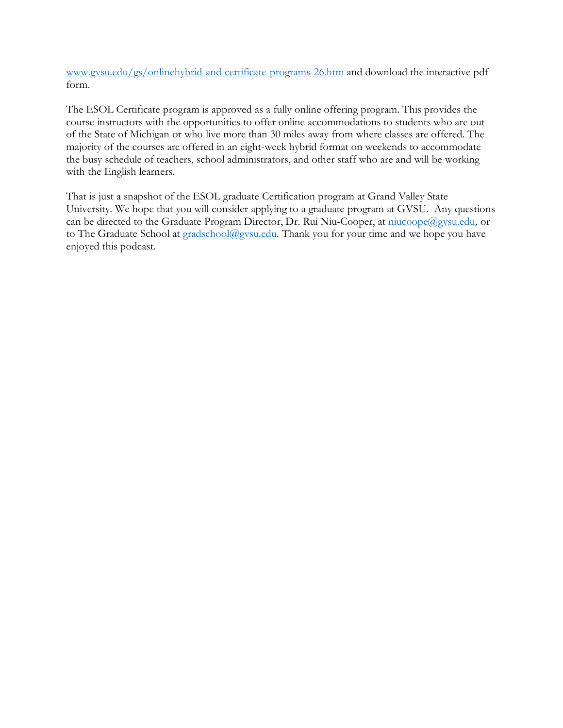www.gvsu.edu/gs/onlinehybrid-and-certificate-programs-26.htm and download the interactive pdf form.

The ESOL Certificate program is approved as a fully online offering program. This provides the course instructors with the opportunities to offer online accommodations to students who are out of the State of Michigan or who live more than 30 miles away from where classes are offered. The majority of the courses are offered in an eight-week hybrid format on weekends to accommodate the busy schedule of teachers, school administrators, and other staff who are and will be working with the English learners.

That is just a snapshot of the ESOL graduate Certification program at Grand Valley State University. We hope that you will consider applying to a graduate program at GVSU. Any questions can be directed to the Graduate Program Director, Dr. Rui Niu-Cooper, at niucoope@gvsu.edu, or to The Graduate School at gradschool@gvsu.edu. Thank you for your time and we hope you have enjoyed this podcast.